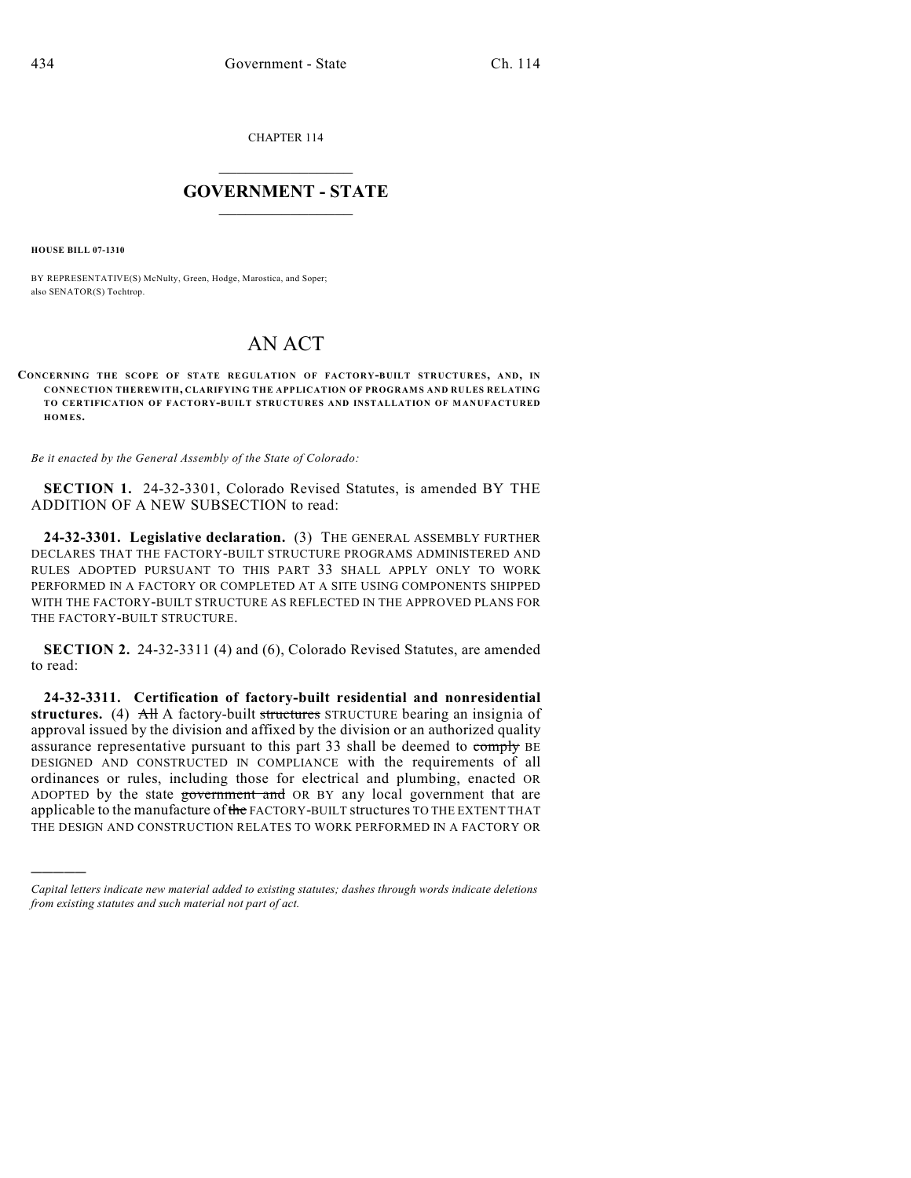CHAPTER 114

# GOVERNMENT - STATE

**HOUSE BILL 07-1310**

BY REPRESENTATIVE(S) McNulty, Green, Hodge, Marostica, and Soper; also SENATOR(S) Tochtrop.

# AN ACT

**CONCERNING THE SCOPE OF STATE REGULATION OF FACTORY-BUILT STRUCTURES, AND, IN CONNECTION THEREWITH, CLARIFYING THE APPLICATION OF PROGRAMS AND RULES RELATING TO CERTIFICATION OF FACTORY-BUILT STRUCTURES AND INSTALLATION OF MANUFACTURED HOMES.**

*Be it enacted by the General Assembly of the State of Colorado:*

**SECTION 1.** 24-32-3301, Colorado Revised Statutes, is amended BY THE ADDITION OF A NEW SUBSECTION to read:

**24-32-3301. Legislative declaration.** (3) THE GENERAL ASSEMBLY FURTHER DECLARES THAT THE FACTORY-BUILT STRUCTURE PROGRAMS ADMINISTERED AND RULES ADOPTED PURSUANT TO THIS PART 33 SHALL APPLY ONLY TO WORK PERFORMED IN A FACTORY OR COMPLETED AT A SITE USING COMPONENTS SHIPPED WITH THE FACTORY-BUILT STRUCTURE AS REFLECTED IN THE APPROVED PLANS FOR THE FACTORY-BUILT STRUCTURE.

**SECTION 2.** 24-32-3311 (4) and (6), Colorado Revised Statutes, are amended to read:

**24-32-3311. Certification of factory-built residential and nonresidential structures.** (4) ~~All~~ A factory-built ~~structures~~ STRUCTURE bearing an insignia of approval issued by the division and affixed by the division or an authorized quality assurance representative pursuant to this part 33 shall be deemed to ~~comply~~ BE DESIGNED AND CONSTRUCTED IN COMPLIANCE with the requirements of all ordinances or rules, including those for electrical and plumbing, enacted OR ADOPTED by the state ~~government and~~ OR BY any local government that are applicable to the manufacture of ~~the~~ FACTORY-BUILT structures TO THE EXTENT THAT THE DESIGN AND CONSTRUCTION RELATES TO WORK PERFORMED IN A FACTORY OR

---

*Capital letters indicate new material added to existing statutes; dashes through words indicate deletions from existing statutes and such material not part of act.*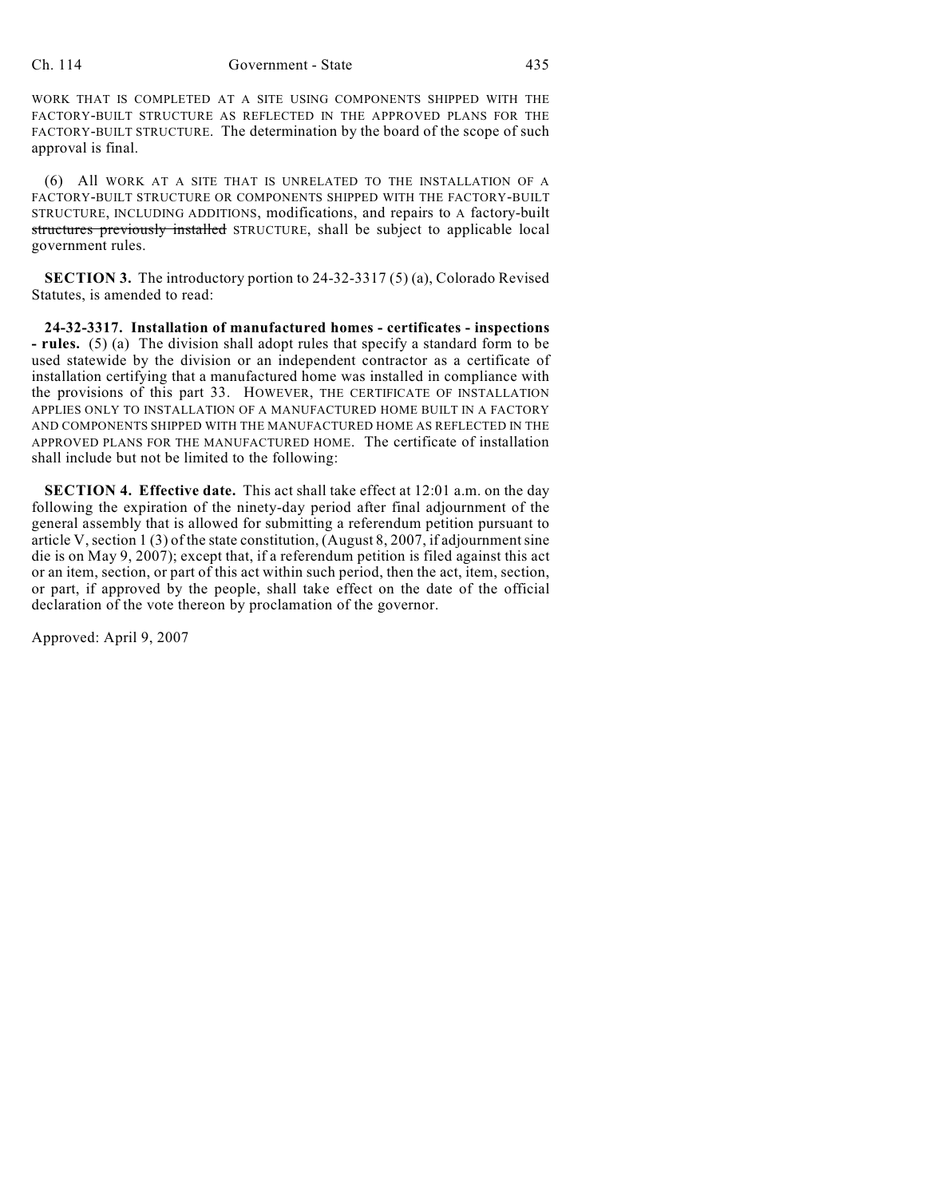WORK THAT IS COMPLETED AT A SITE USING COMPONENTS SHIPPED WITH THE FACTORY-BUILT STRUCTURE AS REFLECTED IN THE APPROVED PLANS FOR THE FACTORY-BUILT STRUCTURE. The determination by the board of the scope of such approval is final.

(6) All WORK AT A SITE THAT IS UNRELATED TO THE INSTALLATION OF A FACTORY-BUILT STRUCTURE OR COMPONENTS SHIPPED WITH THE FACTORY-BUILT STRUCTURE, INCLUDING ADDITIONS, modifications, and repairs to A factory-built ~~structures previously installed~~ STRUCTURE, shall be subject to applicable local government rules.

**SECTION 3.** The introductory portion to 24-32-3317 (5) (a), Colorado Revised Statutes, is amended to read:

**24-32-3317. Installation of manufactured homes - certificates - inspections - rules.** (5) (a) The division shall adopt rules that specify a standard form to be used statewide by the division or an independent contractor as a certificate of installation certifying that a manufactured home was installed in compliance with the provisions of this part 33. HOWEVER, THE CERTIFICATE OF INSTALLATION APPLIES ONLY TO INSTALLATION OF A MANUFACTURED HOME BUILT IN A FACTORY AND COMPONENTS SHIPPED WITH THE MANUFACTURED HOME AS REFLECTED IN THE APPROVED PLANS FOR THE MANUFACTURED HOME. The certificate of installation shall include but not be limited to the following:

**SECTION 4. Effective date.** This act shall take effect at 12:01 a.m. on the day following the expiration of the ninety-day period after final adjournment of the general assembly that is allowed for submitting a referendum petition pursuant to article V, section 1 (3) of the state constitution, (August 8, 2007, if adjournment sine die is on May 9, 2007); except that, if a referendum petition is filed against this act or an item, section, or part of this act within such period, then the act, item, section, or part, if approved by the people, shall take effect on the date of the official declaration of the vote thereon by proclamation of the governor.

Approved: April 9, 2007